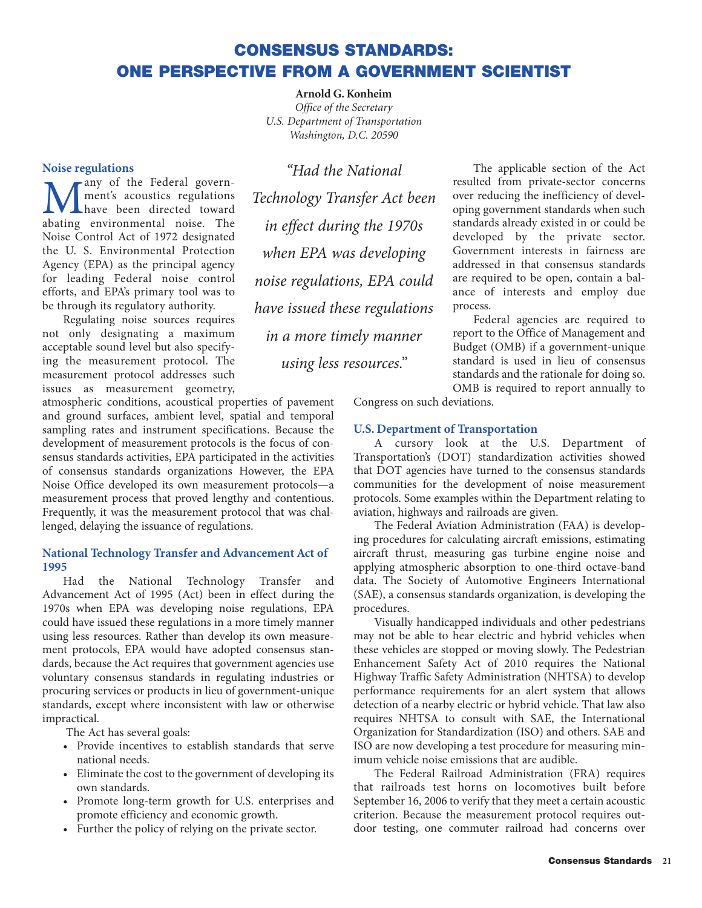# CONSENSUS STANDARDS: ONE PERSPECTIVE FROM A GOVERNMENT SCIENTIST

**Arnold G. Konheim**
*Office of the Secretary*
*U.S. Department of Transportation*
*Washington, D.C. 20590*

## Noise regulations

Many of the Federal government's acoustics regulations have been directed toward abating environmental noise. The Noise Control Act of 1972 designated the U. S. Environmental Protection Agency (EPA) as the principal agency for leading Federal noise control efforts, and EPA's primary tool was to be through its regulatory authority.

Regulating noise sources requires not only designating a maximum acceptable sound level but also specifying the measurement protocol. The measurement protocol addresses such issues as measurement geometry, atmospheric conditions, acoustical properties of pavement and ground surfaces, ambient level, spatial and temporal sampling rates and instrument specifications. Because the development of measurement protocols is the focus of consensus standards activities, EPA participated in the activities of consensus standards organizations However, the EPA Noise Office developed its own measurement protocols—a measurement process that proved lengthy and contentious. Frequently, it was the measurement protocol that was challenged, delaying the issuance of regulations.

*"Had the National Technology Transfer Act been in effect during the 1970s when EPA was developing noise regulations, EPA could have issued these regulations in a more timely manner using less resources."*

## National Technology Transfer and Advancement Act of 1995

Had the National Technology Transfer and Advancement Act of 1995 (Act) been in effect during the 1970s when EPA was developing noise regulations, EPA could have issued these regulations in a more timely manner using less resources. Rather than develop its own measurement protocols, EPA would have adopted consensus standards, because the Act requires that government agencies use voluntary consensus standards in regulating industries or procuring services or products in lieu of government-unique standards, except where inconsistent with law or otherwise impractical.

The Act has several goals:

- Provide incentives to establish standards that serve national needs.
- Eliminate the cost to the government of developing its own standards.
- Promote long-term growth for U.S. enterprises and promote efficiency and economic growth.
- Further the policy of relying on the private sector.

The applicable section of the Act resulted from private-sector concerns over reducing the inefficiency of developing government standards when such standards already existed in or could be developed by the private sector. Government interests in fairness are addressed in that consensus standards are required to be open, contain a balance of interests and employ due process.

Federal agencies are required to report to the Office of Management and Budget (OMB) if a government-unique standard is used in lieu of consensus standards and the rationale for doing so. OMB is required to report annually to Congress on such deviations.

## U.S. Department of Transportation

A cursory look at the U.S. Department of Transportation's (DOT) standardization activities showed that DOT agencies have turned to the consensus standards communities for the development of noise measurement protocols. Some examples within the Department relating to aviation, highways and railroads are given.

The Federal Aviation Administration (FAA) is developing procedures for calculating aircraft emissions, estimating aircraft thrust, measuring gas turbine engine noise and applying atmospheric absorption to one-third octave-band data. The Society of Automotive Engineers International (SAE), a consensus standards organization, is developing the procedures.

Visually handicapped individuals and other pedestrians may not be able to hear electric and hybrid vehicles when these vehicles are stopped or moving slowly. The Pedestrian Enhancement Safety Act of 2010 requires the National Highway Traffic Safety Administration (NHTSA) to develop performance requirements for an alert system that allows detection of a nearby electric or hybrid vehicle. That law also requires NHTSA to consult with SAE, the International Organization for Standardization (ISO) and others. SAE and ISO are now developing a test procedure for measuring minimum vehicle noise emissions that are audible.

The Federal Railroad Administration (FRA) requires that railroads test horns on locomotives built before September 16, 2006 to verify that they meet a certain acoustic criterion. Because the measurement protocol requires outdoor testing, one commuter railroad had concerns over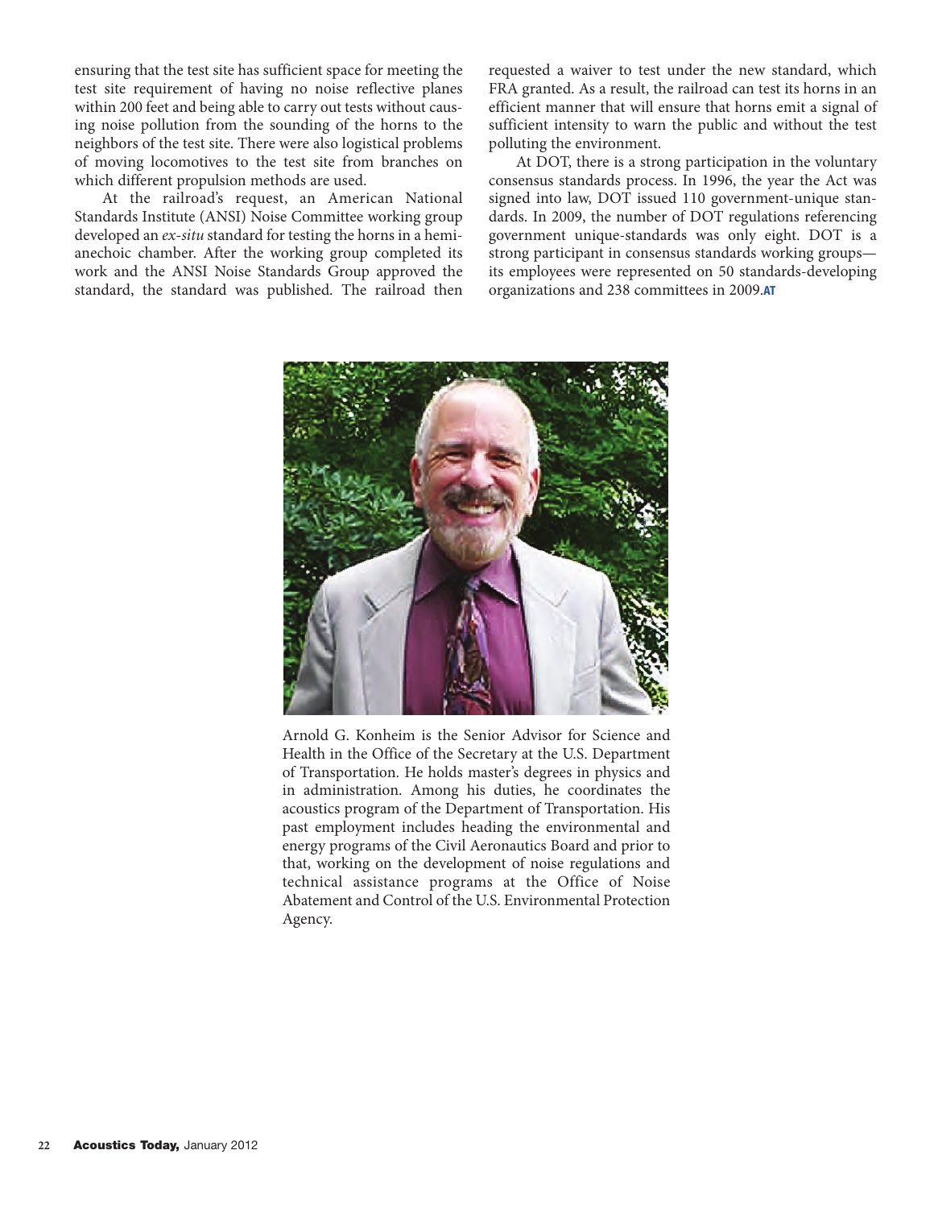ensuring that the test site has sufficient space for meeting the test site requirement of having no noise reflective planes within 200 feet and being able to carry out tests without causing noise pollution from the sounding of the horns to the neighbors of the test site. There were also logistical problems of moving locomotives to the test site from branches on which different propulsion methods are used.

At the railroad's request, an American National Standards Institute (ANSI) Noise Committee working group developed an *ex-situ* standard for testing the horns in a hemi-anechoic chamber. After the working group completed its work and the ANSI Noise Standards Group approved the standard, the standard was published. The railroad then requested a waiver to test under the new standard, which FRA granted. As a result, the railroad can test its horns in an efficient manner that will ensure that horns emit a signal of sufficient intensity to warn the public and without the test polluting the environment.

At DOT, there is a strong participation in the voluntary consensus standards process. In 1996, the year the Act was signed into law, DOT issued 110 government-unique standards. In 2009, the number of DOT regulations referencing government unique-standards was only eight. DOT is a strong participant in consensus standards working groups—its employees were represented on 50 standards-developing organizations and 238 committees in 2009. **AT**

Arnold G. Konheim is the Senior Advisor for Science and Health in the Office of the Secretary at the U.S. Department of Transportation. He holds master's degrees in physics and in administration. Among his duties, he coordinates the acoustics program of the Department of Transportation. His past employment includes heading the environmental and energy programs of the Civil Aeronautics Board and prior to that, working on the development of noise regulations and technical assistance programs at the Office of Noise Abatement and Control of the U.S. Environmental Protection Agency.